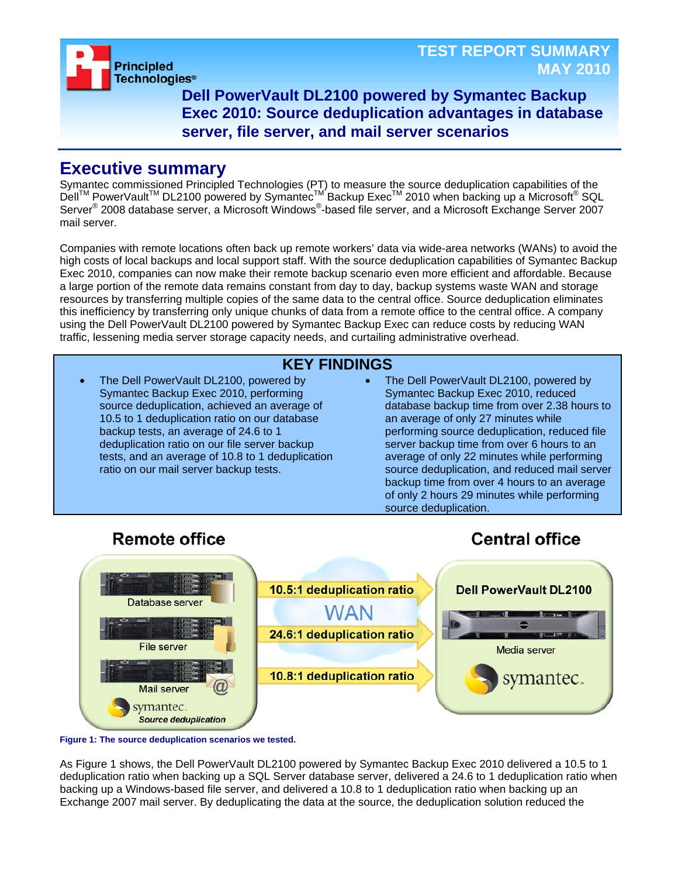TEST REPORT SUMMARY
MAY 2010

# Dell PowerVault DL2100 powered by Symantec Backup Exec 2010: Source deduplication advantages in database server, file server, and mail server scenarios

## Executive summary

Symantec commissioned Principled Technologies (PT) to measure the source deduplication capabilities of the Dell™ PowerVault™ DL2100 powered by Symantec™ Backup Exec™ 2010 when backing up a Microsoft® SQL Server® 2008 database server, a Microsoft Windows®-based file server, and a Microsoft Exchange Server 2007 mail server.

Companies with remote locations often back up remote workers' data via wide-area networks (WANs) to avoid the high costs of local backups and local support staff. With the source deduplication capabilities of Symantec Backup Exec 2010, companies can now make their remote backup scenario even more efficient and affordable. Because a large portion of the remote data remains constant from day to day, backup systems waste WAN and storage resources by transferring multiple copies of the same data to the central office. Source deduplication eliminates this inefficiency by transferring only unique chunks of data from a remote office to the central office. A company using the Dell PowerVault DL2100 powered by Symantec Backup Exec can reduce costs by reducing WAN traffic, lessening media server storage capacity needs, and curtailing administrative overhead.

### KEY FINDINGS

- The Dell PowerVault DL2100, powered by Symantec Backup Exec 2010, performing source deduplication, achieved an average of 10.5 to 1 deduplication ratio on our database backup tests, an average of 24.6 to 1 deduplication ratio on our file server backup tests, and an average of 10.8 to 1 deduplication ratio on our mail server backup tests.
- The Dell PowerVault DL2100, powered by Symantec Backup Exec 2010, reduced database backup time from over 2.38 hours to an average of only 27 minutes while performing source deduplication, reduced file server backup time from over 6 hours to an average of only 22 minutes while performing source deduplication, and reduced mail server backup time from over 4 hours to an average of only 2 hours 29 minutes while performing source deduplication.

Remote office | Central office

Database server — 10.5:1 deduplication ratio
File server — 24.6:1 deduplication ratio
Mail server — 10.8:1 deduplication ratio
WAN
Symantec Source deduplication
Dell PowerVault DL2100 — Media server — Symantec

Figure 1: The source deduplication scenarios we tested.

As Figure 1 shows, the Dell PowerVault DL2100 powered by Symantec Backup Exec 2010 delivered a 10.5 to 1 deduplication ratio when backing up a SQL Server database server, delivered a 24.6 to 1 deduplication ratio when backing up a Windows-based file server, and delivered a 10.8 to 1 deduplication ratio when backing up an Exchange 2007 mail server. By deduplicating the data at the source, the deduplication solution reduced the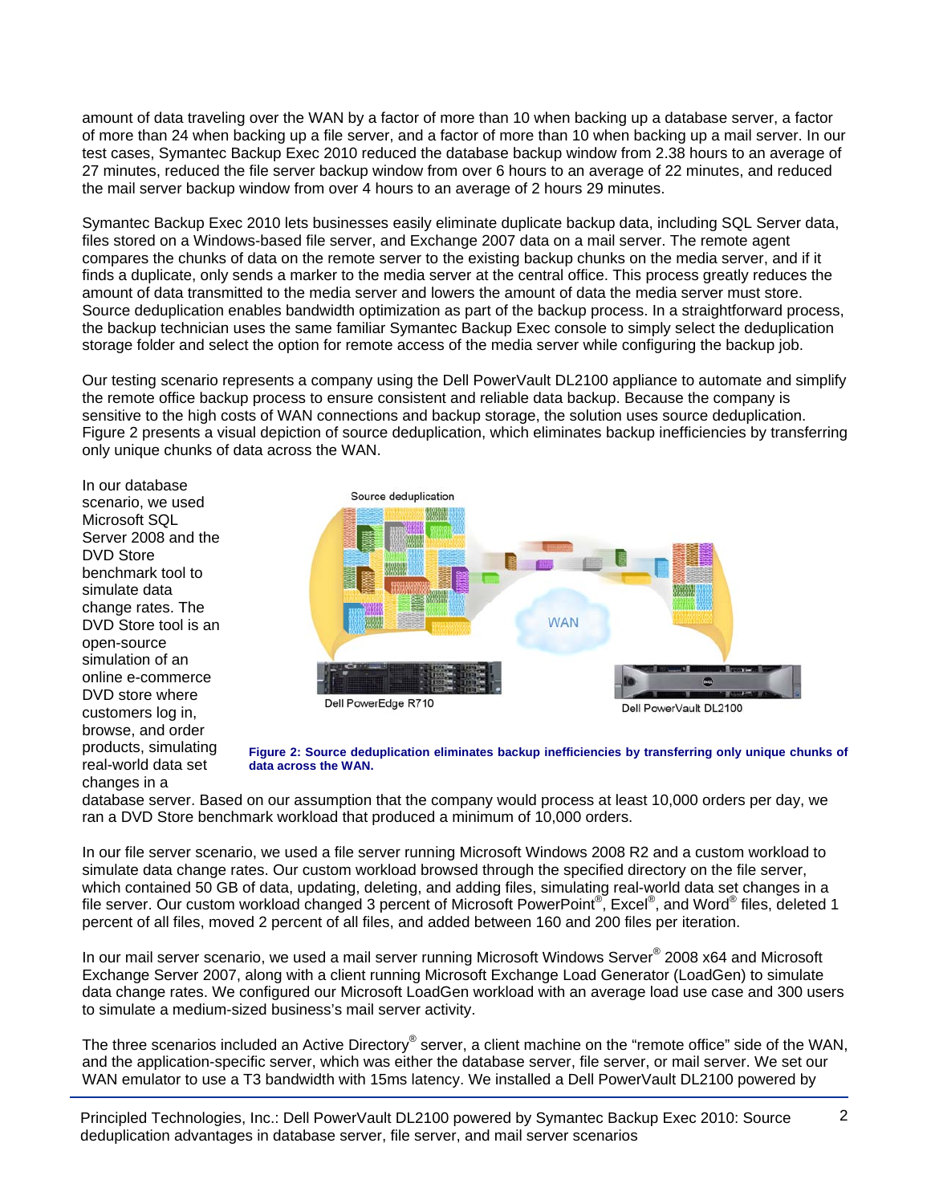amount of data traveling over the WAN by a factor of more than 10 when backing up a database server, a factor of more than 24 when backing up a file server, and a factor of more than 10 when backing up a mail server. In our test cases, Symantec Backup Exec 2010 reduced the database backup window from 2.38 hours to an average of 27 minutes, reduced the file server backup window from over 6 hours to an average of 22 minutes, and reduced the mail server backup window from over 4 hours to an average of 2 hours 29 minutes.

Symantec Backup Exec 2010 lets businesses easily eliminate duplicate backup data, including SQL Server data, files stored on a Windows-based file server, and Exchange 2007 data on a mail server. The remote agent compares the chunks of data on the remote server to the existing backup chunks on the media server, and if it finds a duplicate, only sends a marker to the media server at the central office. This process greatly reduces the amount of data transmitted to the media server and lowers the amount of data the media server must store. Source deduplication enables bandwidth optimization as part of the backup process. In a straightforward process, the backup technician uses the same familiar Symantec Backup Exec console to simply select the deduplication storage folder and select the option for remote access of the media server while configuring the backup job.

Our testing scenario represents a company using the Dell PowerVault DL2100 appliance to automate and simplify the remote office backup process to ensure consistent and reliable data backup. Because the company is sensitive to the high costs of WAN connections and backup storage, the solution uses source deduplication. Figure 2 presents a visual depiction of source deduplication, which eliminates backup inefficiencies by transferring only unique chunks of data across the WAN.

In our database scenario, we used Microsoft SQL Server 2008 and the DVD Store benchmark tool to simulate data change rates. The DVD Store tool is an open-source simulation of an online e-commerce DVD store where customers log in, browse, and order products, simulating real-world data set changes in a database server. Based on our assumption that the company would process at least 10,000 orders per day, we ran a DVD Store benchmark workload that produced a minimum of 10,000 orders.

**Figure 2: Source deduplication eliminates backup inefficiencies by transferring only unique chunks of data across the WAN.**

In our file server scenario, we used a file server running Microsoft Windows 2008 R2 and a custom workload to simulate data change rates. Our custom workload browsed through the specified directory on the file server, which contained 50 GB of data, updating, deleting, and adding files, simulating real-world data set changes in a file server. Our custom workload changed 3 percent of Microsoft PowerPoint®, Excel®, and Word® files, deleted 1 percent of all files, moved 2 percent of all files, and added between 160 and 200 files per iteration.

In our mail server scenario, we used a mail server running Microsoft Windows Server® 2008 x64 and Microsoft Exchange Server 2007, along with a client running Microsoft Exchange Load Generator (LoadGen) to simulate data change rates. We configured our Microsoft LoadGen workload with an average load use case and 300 users to simulate a medium-sized business's mail server activity.

The three scenarios included an Active Directory® server, a client machine on the "remote office" side of the WAN, and the application-specific server, which was either the database server, file server, or mail server. We set our WAN emulator to use a T3 bandwidth with 15ms latency. We installed a Dell PowerVault DL2100 powered by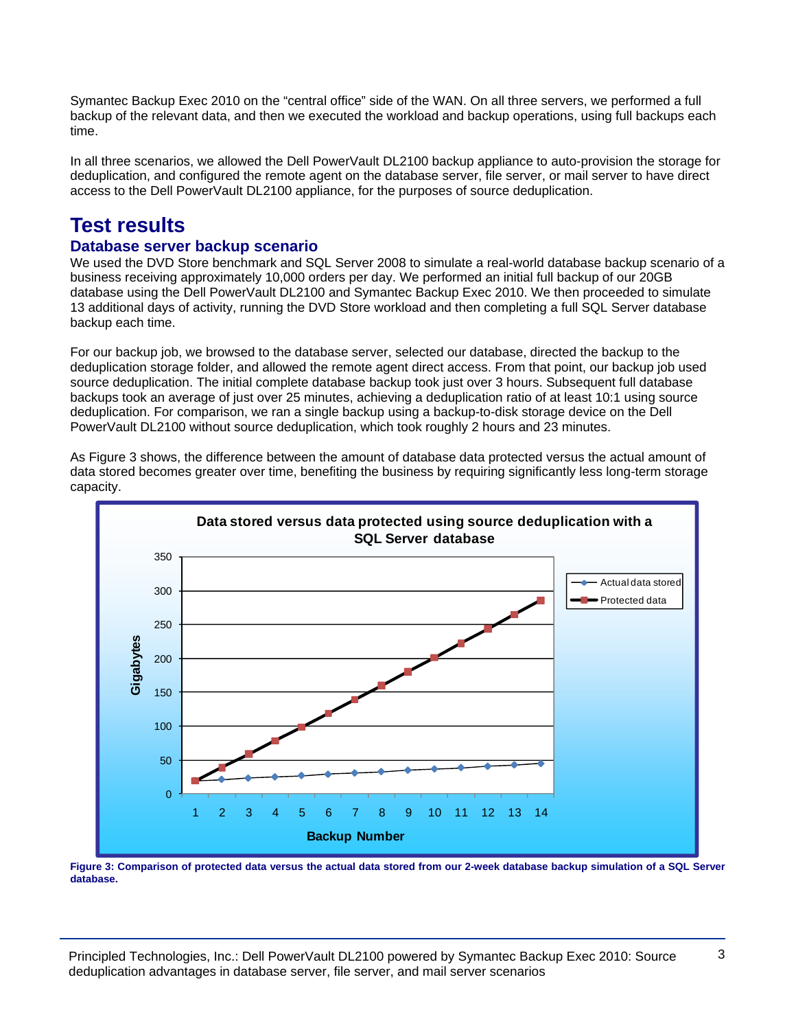Symantec Backup Exec 2010 on the "central office" side of the WAN. On all three servers, we performed a full backup of the relevant data, and then we executed the workload and backup operations, using full backups each time.

In all three scenarios, we allowed the Dell PowerVault DL2100 backup appliance to auto-provision the storage for deduplication, and configured the remote agent on the database server, file server, or mail server to have direct access to the Dell PowerVault DL2100 appliance, for the purposes of source deduplication.

# Test results

## Database server backup scenario

We used the DVD Store benchmark and SQL Server 2008 to simulate a real-world database backup scenario of a business receiving approximately 10,000 orders per day. We performed an initial full backup of our 20GB database using the Dell PowerVault DL2100 and Symantec Backup Exec 2010. We then proceeded to simulate 13 additional days of activity, running the DVD Store workload and then completing a full SQL Server database backup each time.

For our backup job, we browsed to the database server, selected our database, directed the backup to the deduplication storage folder, and allowed the remote agent direct access. From that point, our backup job used source deduplication. The initial complete database backup took just over 3 hours. Subsequent full database backups took an average of just over 25 minutes, achieving a deduplication ratio of at least 10:1 using source deduplication. For comparison, we ran a single backup using a backup-to-disk storage device on the Dell PowerVault DL2100 without source deduplication, which took roughly 2 hours and 23 minutes.

As Figure 3 shows, the difference between the amount of database data protected versus the actual amount of data stored becomes greater over time, benefiting the business by requiring significantly less long-term storage capacity.

**Figure 3: Comparison of protected data versus the actual data stored from our 2-week database backup simulation of a SQL Server database.**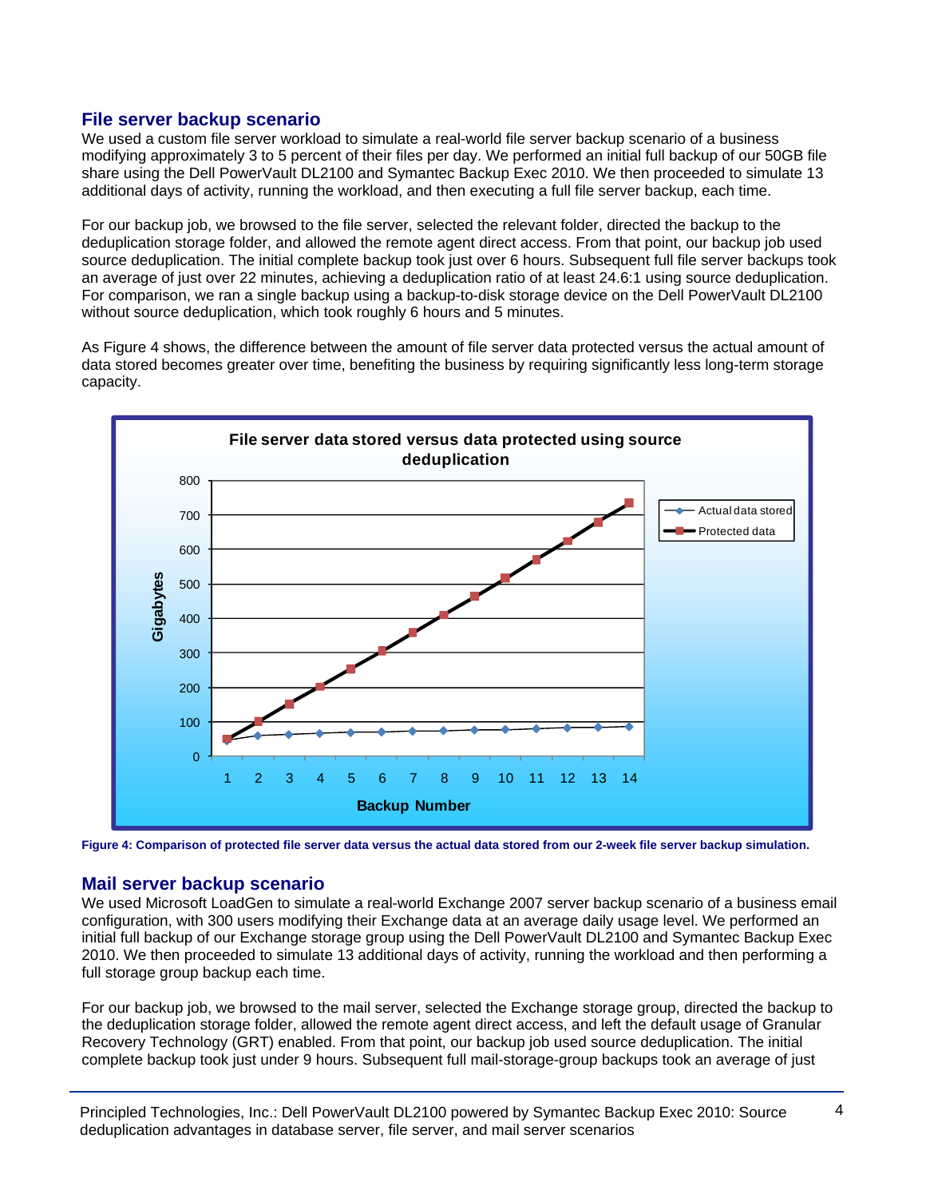## File server backup scenario

We used a custom file server workload to simulate a real-world file server backup scenario of a business modifying approximately 3 to 5 percent of their files per day. We performed an initial full backup of our 50GB file share using the Dell PowerVault DL2100 and Symantec Backup Exec 2010. We then proceeded to simulate 13 additional days of activity, running the workload, and then executing a full file server backup, each time.

For our backup job, we browsed to the file server, selected the relevant folder, directed the backup to the deduplication storage folder, and allowed the remote agent direct access. From that point, our backup job used source deduplication. The initial complete backup took just over 6 hours. Subsequent full file server backups took an average of just over 22 minutes, achieving a deduplication ratio of at least 24.6:1 using source deduplication. For comparison, we ran a single backup using a backup-to-disk storage device on the Dell PowerVault DL2100 without source deduplication, which took roughly 6 hours and 5 minutes.

As Figure 4 shows, the difference between the amount of file server data protected versus the actual amount of data stored becomes greater over time, benefiting the business by requiring significantly less long-term storage capacity.

**File server data stored versus data protected using source deduplication**

Figure 4: Comparison of protected file server data versus the actual data stored from our 2-week file server backup simulation.

## Mail server backup scenario

We used Microsoft LoadGen to simulate a real-world Exchange 2007 server backup scenario of a business email configuration, with 300 users modifying their Exchange data at an average daily usage level. We performed an initial full backup of our Exchange storage group using the Dell PowerVault DL2100 and Symantec Backup Exec 2010. We then proceeded to simulate 13 additional days of activity, running the workload and then performing a full storage group backup each time.

For our backup job, we browsed to the mail server, selected the Exchange storage group, directed the backup to the deduplication storage folder, allowed the remote agent direct access, and left the default usage of Granular Recovery Technology (GRT) enabled. From that point, our backup job used source deduplication. The initial complete backup took just under 9 hours. Subsequent full mail-storage-group backups took an average of just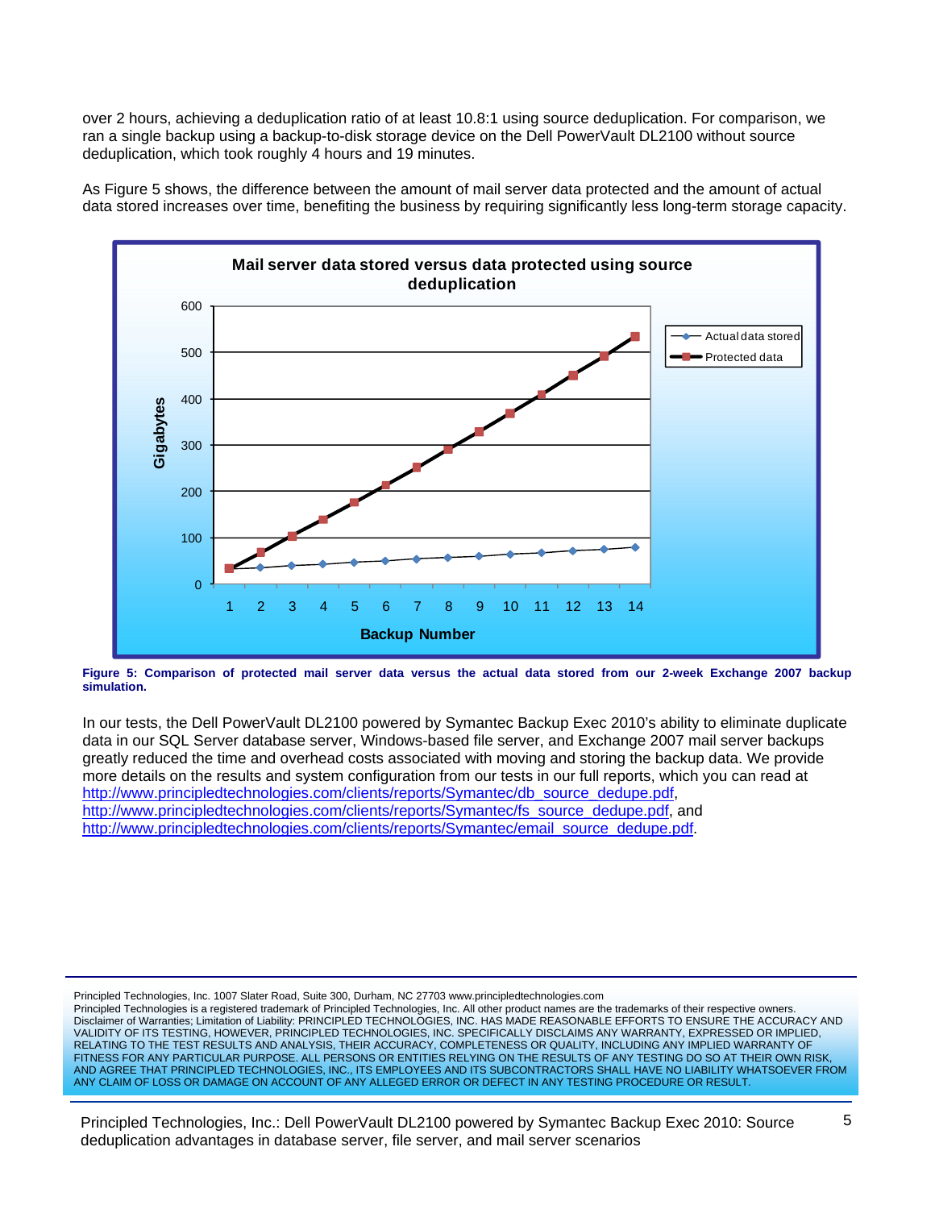over 2 hours, achieving a deduplication ratio of at least 10.8:1 using source deduplication. For comparison, we ran a single backup using a backup-to-disk storage device on the Dell PowerVault DL2100 without source deduplication, which took roughly 4 hours and 19 minutes.

As Figure 5 shows, the difference between the amount of mail server data protected and the amount of actual data stored increases over time, benefiting the business by requiring significantly less long-term storage capacity.

Mail server data stored versus data protected using source deduplication

Gigabytes

0
100
200
300
400
500
600

1 2 3 4 5 6 7 8 9 10 11 12 13 14

Backup Number

Actual data stored
Protected data

**Figure 5: Comparison of protected mail server data versus the actual data stored from our 2-week Exchange 2007 backup simulation.**

In our tests, the Dell PowerVault DL2100 powered by Symantec Backup Exec 2010's ability to eliminate duplicate data in our SQL Server database server, Windows-based file server, and Exchange 2007 mail server backups greatly reduced the time and overhead costs associated with moving and storing the backup data. We provide more details on the results and system configuration from our tests in our full reports, which you can read at http://www.principledtechnologies.com/clients/reports/Symantec/db_source_dedupe.pdf, http://www.principledtechnologies.com/clients/reports/Symantec/fs_source_dedupe.pdf, and http://www.principledtechnologies.com/clients/reports/Symantec/email_source_dedupe.pdf.

Principled Technologies, Inc. 1007 Slater Road, Suite 300, Durham, NC 27703 www.principledtechnologies.com
Principled Technologies is a registered trademark of Principled Technologies, Inc. All other product names are the trademarks of their respective owners.
Disclaimer of Warranties; Limitation of Liability: PRINCIPLED TECHNOLOGIES, INC. HAS MADE REASONABLE EFFORTS TO ENSURE THE ACCURACY AND VALIDITY OF ITS TESTING, HOWEVER, PRINCIPLED TECHNOLOGIES, INC. SPECIFICALLY DISCLAIMS ANY WARRANTY, EXPRESSED OR IMPLIED, RELATING TO THE TEST RESULTS AND ANALYSIS, THEIR ACCURACY, COMPLETENESS OR QUALITY, INCLUDING ANY IMPLIED WARRANTY OF FITNESS FOR ANY PARTICULAR PURPOSE. ALL PERSONS OR ENTITIES RELYING ON THE RESULTS OF ANY TESTING DO SO AT THEIR OWN RISK, AND AGREE THAT PRINCIPLED TECHNOLOGIES, INC., ITS EMPLOYEES AND ITS SUBCONTRACTORS SHALL HAVE NO LIABILITY WHATSOEVER FROM ANY CLAIM OF LOSS OR DAMAGE ON ACCOUNT OF ANY ALLEGED ERROR OR DEFECT IN ANY TESTING PROCEDURE OR RESULT.